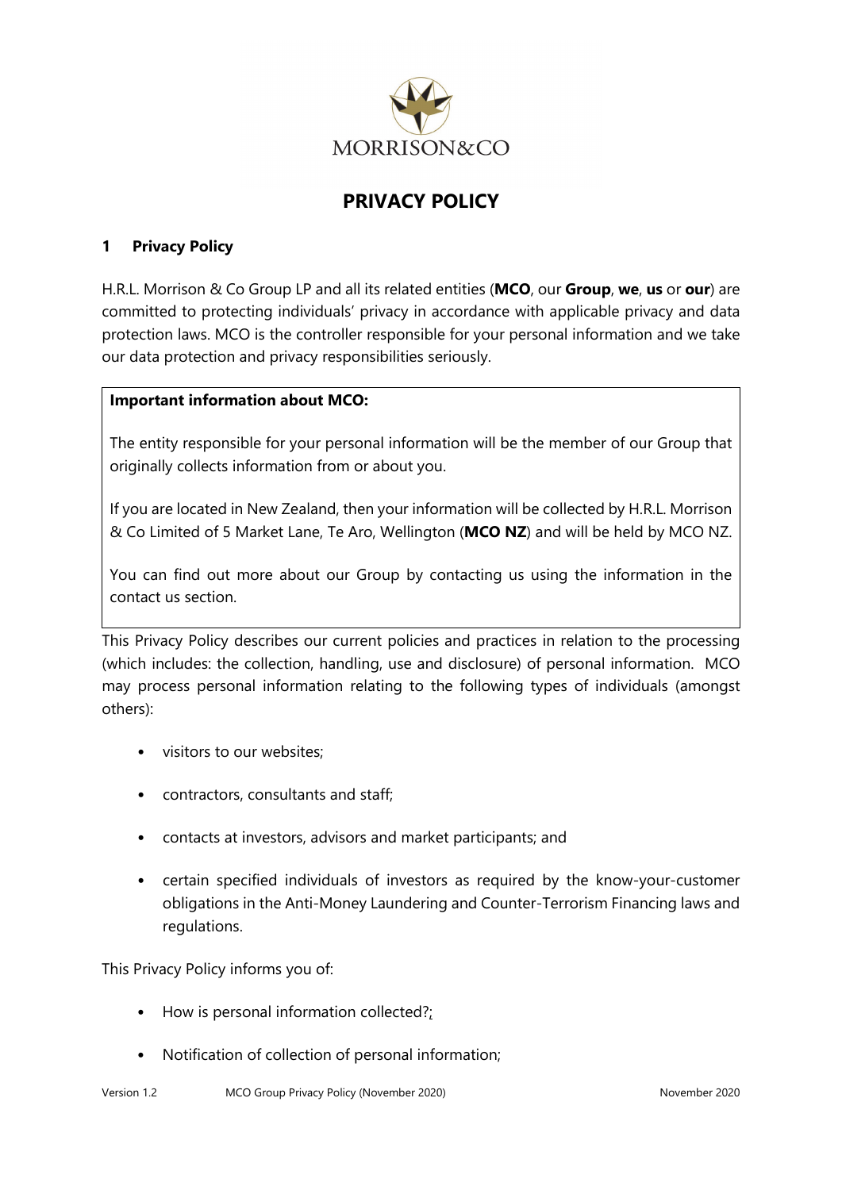MORRISON&CO

# PRIVACY POLICY

## 1 Privacy Policy

H.R.L. Morrison & Co Group LP and all its related entities (**MCO**, our **Group**, **we**, **us** or **our**) are committed to protecting individuals' privacy in accordance with applicable privacy and data protection laws. MCO is the controller responsible for your personal information and we take our data protection and privacy responsibilities seriously.

> **Important information about MCO:**
>
> The entity responsible for your personal information will be the member of our Group that originally collects information from or about you.
>
> If you are located in New Zealand, then your information will be collected by H.R.L. Morrison & Co Limited of 5 Market Lane, Te Aro, Wellington (**MCO NZ**) and will be held by MCO NZ.
>
> You can find out more about our Group by contacting us using the information in the contact us section.

This Privacy Policy describes our current policies and practices in relation to the processing (which includes: the collection, handling, use and disclosure) of personal information. MCO may process personal information relating to the following types of individuals (amongst others):

- visitors to our websites;
- contractors, consultants and staff;
- contacts at investors, advisors and market participants; and
- certain specified individuals of investors as required by the know-your-customer obligations in the Anti-Money Laundering and Counter-Terrorism Financing laws and regulations.

This Privacy Policy informs you of:

- How is personal information collected?;
- Notification of collection of personal information;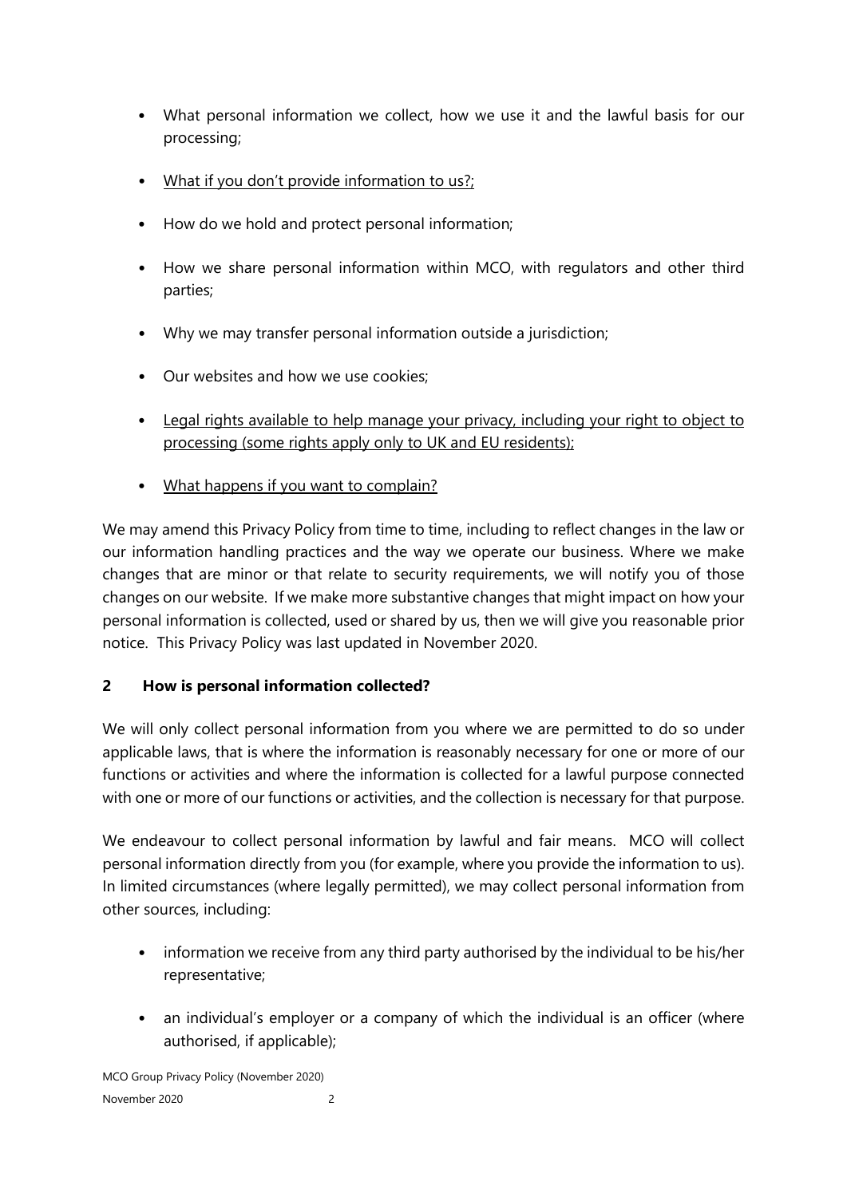- What personal information we collect, how we use it and the lawful basis for our processing;
- What if you don't provide information to us?;
- How do we hold and protect personal information;
- How we share personal information within MCO, with regulators and other third parties;
- Why we may transfer personal information outside a jurisdiction;
- Our websites and how we use cookies;
- Legal rights available to help manage your privacy, including your right to object to processing (some rights apply only to UK and EU residents);
- What happens if you want to complain?

We may amend this Privacy Policy from time to time, including to reflect changes in the law or our information handling practices and the way we operate our business. Where we make changes that are minor or that relate to security requirements, we will notify you of those changes on our website. If we make more substantive changes that might impact on how your personal information is collected, used or shared by us, then we will give you reasonable prior notice. This Privacy Policy was last updated in November 2020.

## 2 How is personal information collected?

We will only collect personal information from you where we are permitted to do so under applicable laws, that is where the information is reasonably necessary for one or more of our functions or activities and where the information is collected for a lawful purpose connected with one or more of our functions or activities, and the collection is necessary for that purpose.

We endeavour to collect personal information by lawful and fair means. MCO will collect personal information directly from you (for example, where you provide the information to us). In limited circumstances (where legally permitted), we may collect personal information from other sources, including:

- information we receive from any third party authorised by the individual to be his/her representative;
- an individual's employer or a company of which the individual is an officer (where authorised, if applicable);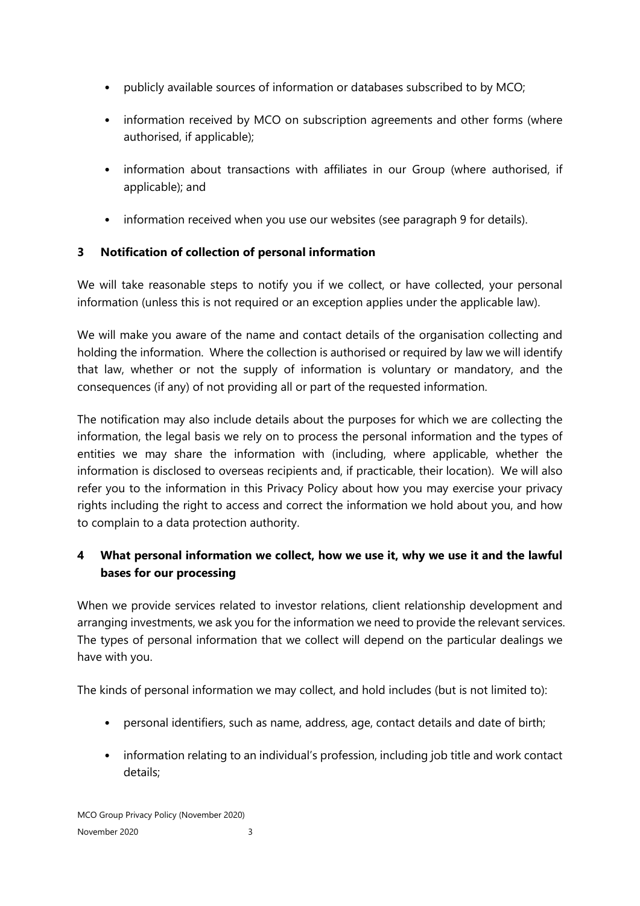- publicly available sources of information or databases subscribed to by MCO;
- information received by MCO on subscription agreements and other forms (where authorised, if applicable);
- information about transactions with affiliates in our Group (where authorised, if applicable); and
- information received when you use our websites (see paragraph 9 for details).

## 3 Notification of collection of personal information

We will take reasonable steps to notify you if we collect, or have collected, your personal information (unless this is not required or an exception applies under the applicable law).

We will make you aware of the name and contact details of the organisation collecting and holding the information. Where the collection is authorised or required by law we will identify that law, whether or not the supply of information is voluntary or mandatory, and the consequences (if any) of not providing all or part of the requested information.

The notification may also include details about the purposes for which we are collecting the information, the legal basis we rely on to process the personal information and the types of entities we may share the information with (including, where applicable, whether the information is disclosed to overseas recipients and, if practicable, their location). We will also refer you to the information in this Privacy Policy about how you may exercise your privacy rights including the right to access and correct the information we hold about you, and how to complain to a data protection authority.

## 4 What personal information we collect, how we use it, why we use it and the lawful bases for our processing

When we provide services related to investor relations, client relationship development and arranging investments, we ask you for the information we need to provide the relevant services. The types of personal information that we collect will depend on the particular dealings we have with you.

The kinds of personal information we may collect, and hold includes (but is not limited to):

- personal identifiers, such as name, address, age, contact details and date of birth;
- information relating to an individual's profession, including job title and work contact details;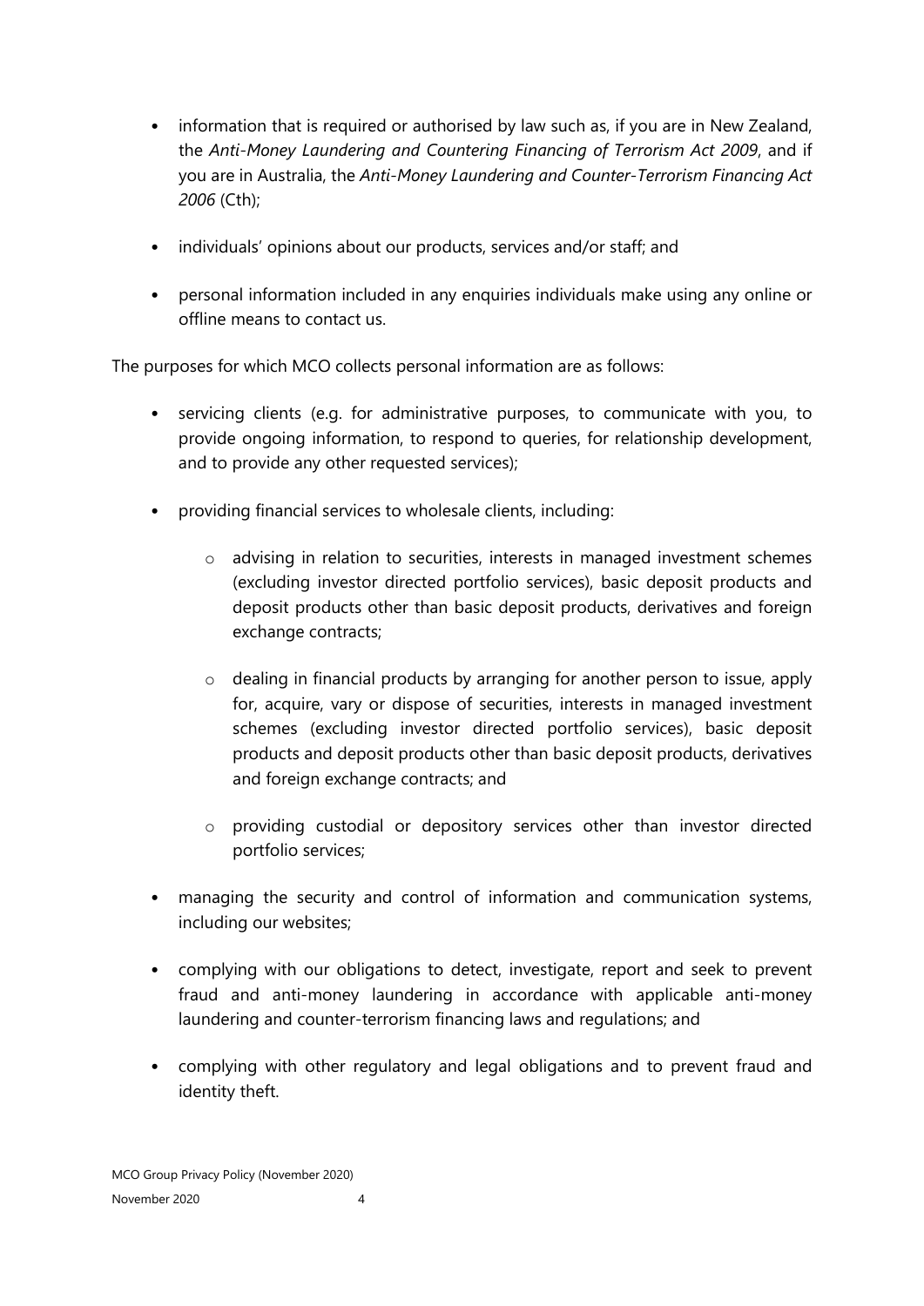- information that is required or authorised by law such as, if you are in New Zealand, the *Anti-Money Laundering and Countering Financing of Terrorism Act 2009*, and if you are in Australia, the *Anti-Money Laundering and Counter-Terrorism Financing Act 2006* (Cth);
- individuals' opinions about our products, services and/or staff; and
- personal information included in any enquiries individuals make using any online or offline means to contact us.

The purposes for which MCO collects personal information are as follows:

- servicing clients (e.g. for administrative purposes, to communicate with you, to provide ongoing information, to respond to queries, for relationship development, and to provide any other requested services);
- providing financial services to wholesale clients, including:
  - advising in relation to securities, interests in managed investment schemes (excluding investor directed portfolio services), basic deposit products and deposit products other than basic deposit products, derivatives and foreign exchange contracts;
  - dealing in financial products by arranging for another person to issue, apply for, acquire, vary or dispose of securities, interests in managed investment schemes (excluding investor directed portfolio services), basic deposit products and deposit products other than basic deposit products, derivatives and foreign exchange contracts; and
  - providing custodial or depository services other than investor directed portfolio services;
- managing the security and control of information and communication systems, including our websites;
- complying with our obligations to detect, investigate, report and seek to prevent fraud and anti-money laundering in accordance with applicable anti-money laundering and counter-terrorism financing laws and regulations; and
- complying with other regulatory and legal obligations and to prevent fraud and identity theft.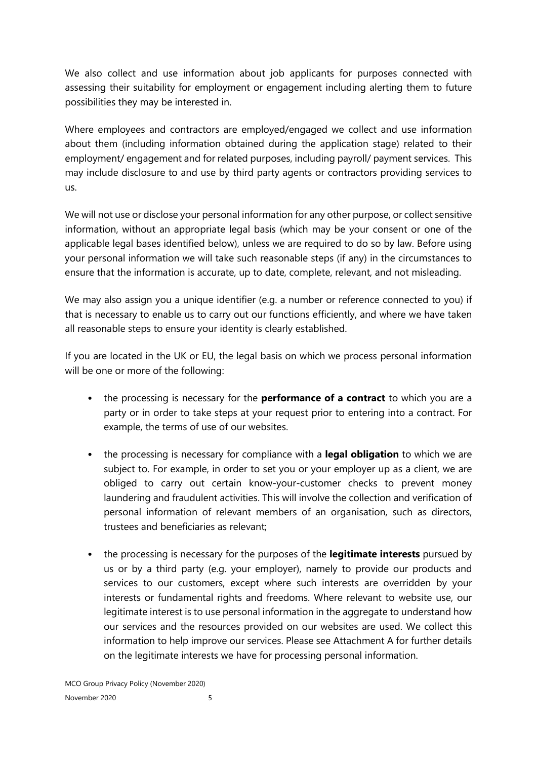We also collect and use information about job applicants for purposes connected with assessing their suitability for employment or engagement including alerting them to future possibilities they may be interested in.

Where employees and contractors are employed/engaged we collect and use information about them (including information obtained during the application stage) related to their employment/ engagement and for related purposes, including payroll/ payment services. This may include disclosure to and use by third party agents or contractors providing services to us.

We will not use or disclose your personal information for any other purpose, or collect sensitive information, without an appropriate legal basis (which may be your consent or one of the applicable legal bases identified below), unless we are required to do so by law. Before using your personal information we will take such reasonable steps (if any) in the circumstances to ensure that the information is accurate, up to date, complete, relevant, and not misleading.

We may also assign you a unique identifier (e.g. a number or reference connected to you) if that is necessary to enable us to carry out our functions efficiently, and where we have taken all reasonable steps to ensure your identity is clearly established.

If you are located in the UK or EU, the legal basis on which we process personal information will be one or more of the following:

- the processing is necessary for the **performance of a contract** to which you are a party or in order to take steps at your request prior to entering into a contract. For example, the terms of use of our websites.
- the processing is necessary for compliance with a **legal obligation** to which we are subject to. For example, in order to set you or your employer up as a client, we are obliged to carry out certain know-your-customer checks to prevent money laundering and fraudulent activities. This will involve the collection and verification of personal information of relevant members of an organisation, such as directors, trustees and beneficiaries as relevant;
- the processing is necessary for the purposes of the **legitimate interests** pursued by us or by a third party (e.g. your employer), namely to provide our products and services to our customers, except where such interests are overridden by your interests or fundamental rights and freedoms. Where relevant to website use, our legitimate interest is to use personal information in the aggregate to understand how our services and the resources provided on our websites are used. We collect this information to help improve our services. Please see Attachment A for further details on the legitimate interests we have for processing personal information.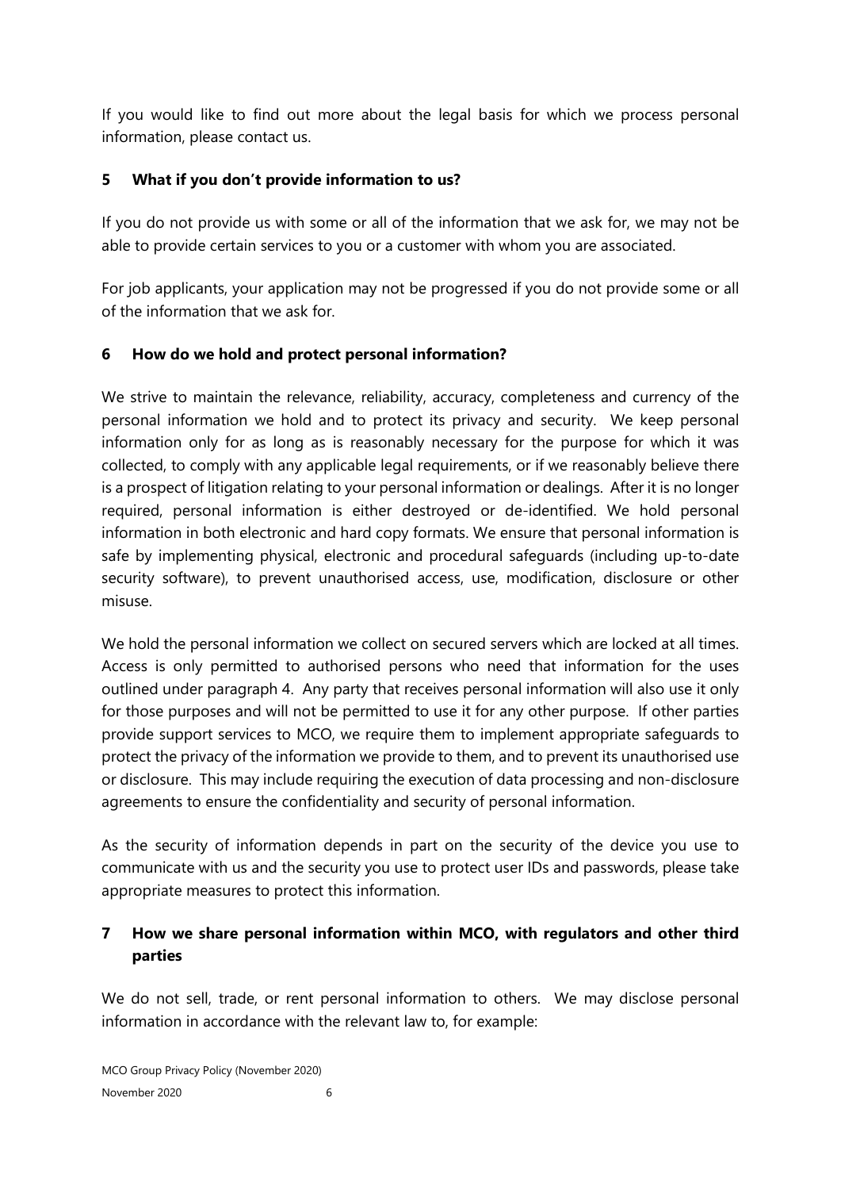If you would like to find out more about the legal basis for which we process personal information, please contact us.

## 5 What if you don't provide information to us?

If you do not provide us with some or all of the information that we ask for, we may not be able to provide certain services to you or a customer with whom you are associated.

For job applicants, your application may not be progressed if you do not provide some or all of the information that we ask for.

## 6 How do we hold and protect personal information?

We strive to maintain the relevance, reliability, accuracy, completeness and currency of the personal information we hold and to protect its privacy and security. We keep personal information only for as long as is reasonably necessary for the purpose for which it was collected, to comply with any applicable legal requirements, or if we reasonably believe there is a prospect of litigation relating to your personal information or dealings. After it is no longer required, personal information is either destroyed or de-identified. We hold personal information in both electronic and hard copy formats. We ensure that personal information is safe by implementing physical, electronic and procedural safeguards (including up-to-date security software), to prevent unauthorised access, use, modification, disclosure or other misuse.

We hold the personal information we collect on secured servers which are locked at all times. Access is only permitted to authorised persons who need that information for the uses outlined under paragraph 4. Any party that receives personal information will also use it only for those purposes and will not be permitted to use it for any other purpose. If other parties provide support services to MCO, we require them to implement appropriate safeguards to protect the privacy of the information we provide to them, and to prevent its unauthorised use or disclosure. This may include requiring the execution of data processing and non-disclosure agreements to ensure the confidentiality and security of personal information.

As the security of information depends in part on the security of the device you use to communicate with us and the security you use to protect user IDs and passwords, please take appropriate measures to protect this information.

## 7 How we share personal information within MCO, with regulators and other third parties

We do not sell, trade, or rent personal information to others. We may disclose personal information in accordance with the relevant law to, for example: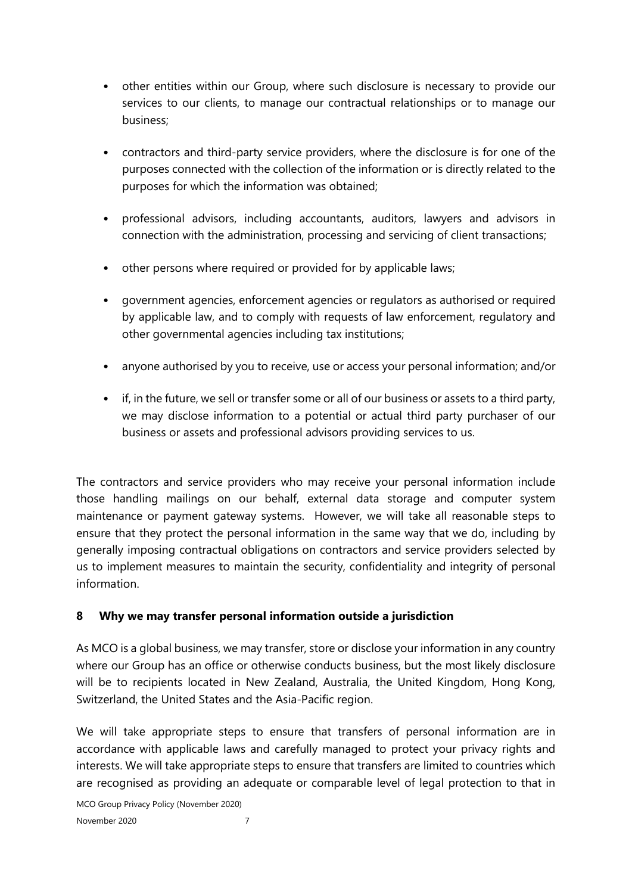- other entities within our Group, where such disclosure is necessary to provide our services to our clients, to manage our contractual relationships or to manage our business;
- contractors and third-party service providers, where the disclosure is for one of the purposes connected with the collection of the information or is directly related to the purposes for which the information was obtained;
- professional advisors, including accountants, auditors, lawyers and advisors in connection with the administration, processing and servicing of client transactions;
- other persons where required or provided for by applicable laws;
- government agencies, enforcement agencies or regulators as authorised or required by applicable law, and to comply with requests of law enforcement, regulatory and other governmental agencies including tax institutions;
- anyone authorised by you to receive, use or access your personal information; and/or
- if, in the future, we sell or transfer some or all of our business or assets to a third party, we may disclose information to a potential or actual third party purchaser of our business or assets and professional advisors providing services to us.

The contractors and service providers who may receive your personal information include those handling mailings on our behalf, external data storage and computer system maintenance or payment gateway systems. However, we will take all reasonable steps to ensure that they protect the personal information in the same way that we do, including by generally imposing contractual obligations on contractors and service providers selected by us to implement measures to maintain the security, confidentiality and integrity of personal information.

## 8 Why we may transfer personal information outside a jurisdiction

As MCO is a global business, we may transfer, store or disclose your information in any country where our Group has an office or otherwise conducts business, but the most likely disclosure will be to recipients located in New Zealand, Australia, the United Kingdom, Hong Kong, Switzerland, the United States and the Asia-Pacific region.

We will take appropriate steps to ensure that transfers of personal information are in accordance with applicable laws and carefully managed to protect your privacy rights and interests. We will take appropriate steps to ensure that transfers are limited to countries which are recognised as providing an adequate or comparable level of legal protection to that in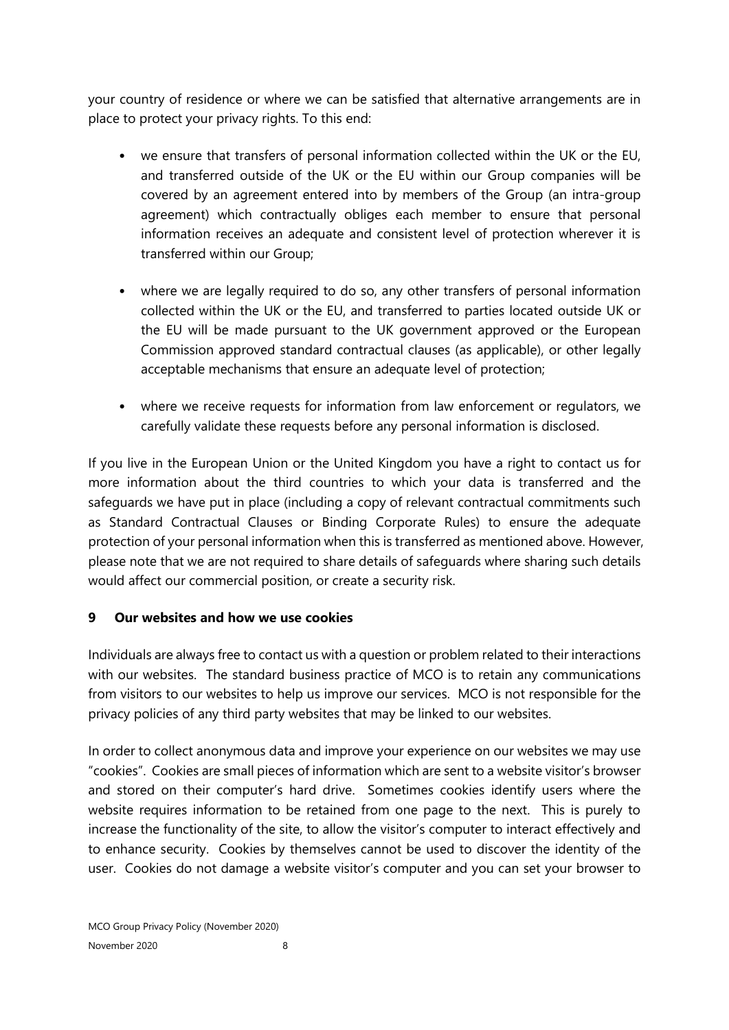your country of residence or where we can be satisfied that alternative arrangements are in place to protect your privacy rights. To this end:

- we ensure that transfers of personal information collected within the UK or the EU, and transferred outside of the UK or the EU within our Group companies will be covered by an agreement entered into by members of the Group (an intra-group agreement) which contractually obliges each member to ensure that personal information receives an adequate and consistent level of protection wherever it is transferred within our Group;

- where we are legally required to do so, any other transfers of personal information collected within the UK or the EU, and transferred to parties located outside UK or the EU will be made pursuant to the UK government approved or the European Commission approved standard contractual clauses (as applicable), or other legally acceptable mechanisms that ensure an adequate level of protection;

- where we receive requests for information from law enforcement or regulators, we carefully validate these requests before any personal information is disclosed.

If you live in the European Union or the United Kingdom you have a right to contact us for more information about the third countries to which your data is transferred and the safeguards we have put in place (including a copy of relevant contractual commitments such as Standard Contractual Clauses or Binding Corporate Rules) to ensure the adequate protection of your personal information when this is transferred as mentioned above. However, please note that we are not required to share details of safeguards where sharing such details would affect our commercial position, or create a security risk.

## 9 Our websites and how we use cookies

Individuals are always free to contact us with a question or problem related to their interactions with our websites. The standard business practice of MCO is to retain any communications from visitors to our websites to help us improve our services. MCO is not responsible for the privacy policies of any third party websites that may be linked to our websites.

In order to collect anonymous data and improve your experience on our websites we may use "cookies". Cookies are small pieces of information which are sent to a website visitor's browser and stored on their computer's hard drive. Sometimes cookies identify users where the website requires information to be retained from one page to the next. This is purely to increase the functionality of the site, to allow the visitor's computer to interact effectively and to enhance security. Cookies by themselves cannot be used to discover the identity of the user. Cookies do not damage a website visitor's computer and you can set your browser to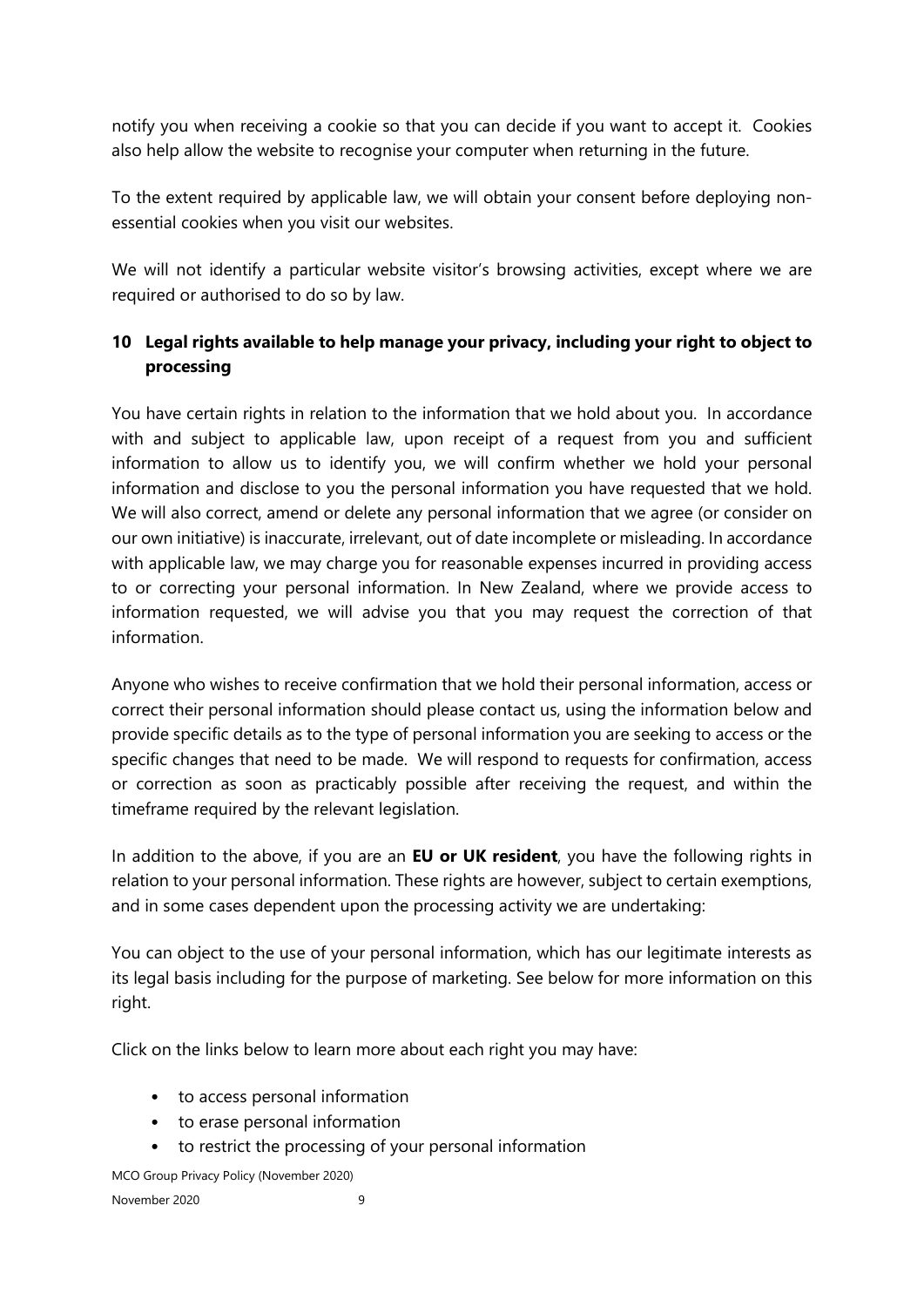notify you when receiving a cookie so that you can decide if you want to accept it. Cookies also help allow the website to recognise your computer when returning in the future.

To the extent required by applicable law, we will obtain your consent before deploying non-essential cookies when you visit our websites.

We will not identify a particular website visitor's browsing activities, except where we are required or authorised to do so by law.

## 10 Legal rights available to help manage your privacy, including your right to object to processing

You have certain rights in relation to the information that we hold about you. In accordance with and subject to applicable law, upon receipt of a request from you and sufficient information to allow us to identify you, we will confirm whether we hold your personal information and disclose to you the personal information you have requested that we hold. We will also correct, amend or delete any personal information that we agree (or consider on our own initiative) is inaccurate, irrelevant, out of date incomplete or misleading. In accordance with applicable law, we may charge you for reasonable expenses incurred in providing access to or correcting your personal information. In New Zealand, where we provide access to information requested, we will advise you that you may request the correction of that information.

Anyone who wishes to receive confirmation that we hold their personal information, access or correct their personal information should please contact us, using the information below and provide specific details as to the type of personal information you are seeking to access or the specific changes that need to be made. We will respond to requests for confirmation, access or correction as soon as practicably possible after receiving the request, and within the timeframe required by the relevant legislation.

In addition to the above, if you are an **EU or UK resident**, you have the following rights in relation to your personal information. These rights are however, subject to certain exemptions, and in some cases dependent upon the processing activity we are undertaking:

You can object to the use of your personal information, which has our legitimate interests as its legal basis including for the purpose of marketing. See below for more information on this right.

Click on the links below to learn more about each right you may have:

- to access personal information
- to erase personal information
- to restrict the processing of your personal information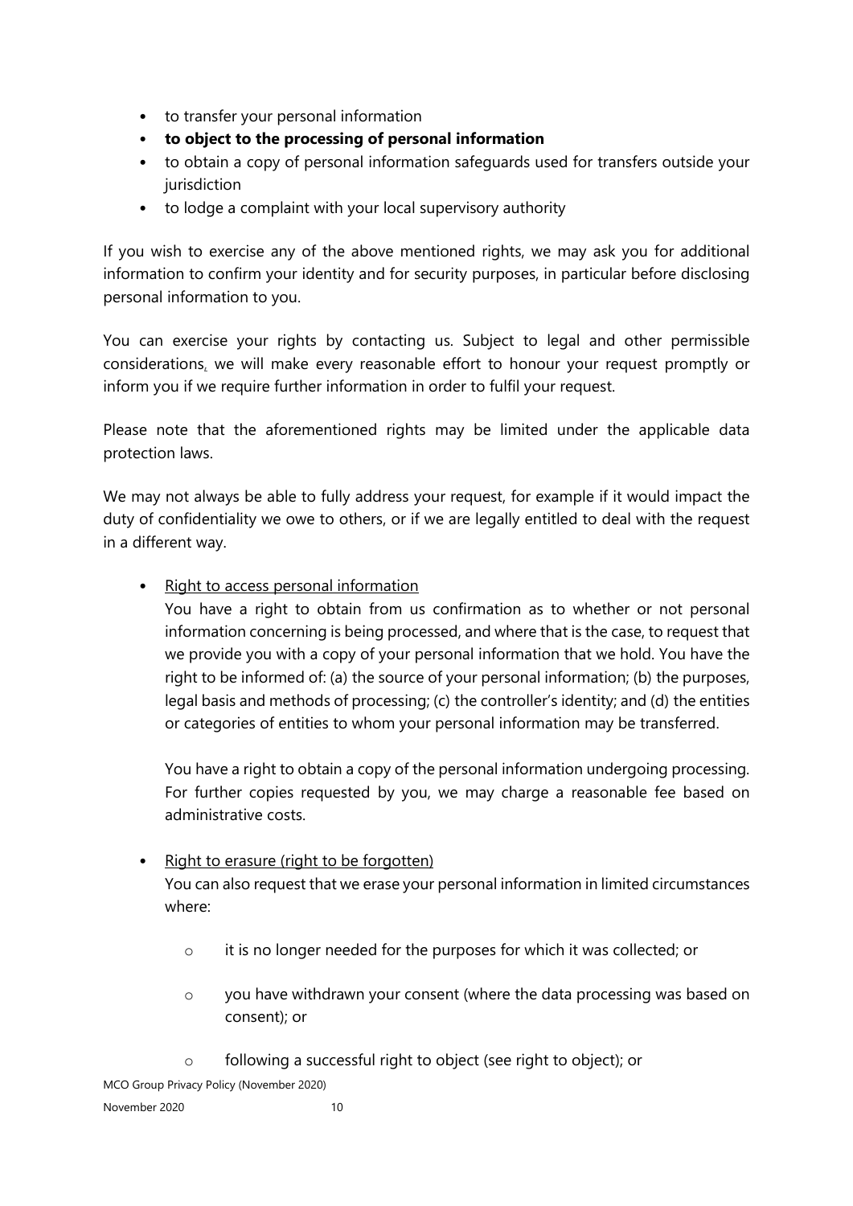- to transfer your personal information
- **to object to the processing of personal information**
- to obtain a copy of personal information safeguards used for transfers outside your jurisdiction
- to lodge a complaint with your local supervisory authority

If you wish to exercise any of the above mentioned rights, we may ask you for additional information to confirm your identity and for security purposes, in particular before disclosing personal information to you.

You can exercise your rights by contacting us. Subject to legal and other permissible considerations, we will make every reasonable effort to honour your request promptly or inform you if we require further information in order to fulfil your request.

Please note that the aforementioned rights may be limited under the applicable data protection laws.

We may not always be able to fully address your request, for example if it would impact the duty of confidentiality we owe to others, or if we are legally entitled to deal with the request in a different way.

- Right to access personal information

  You have a right to obtain from us confirmation as to whether or not personal information concerning is being processed, and where that is the case, to request that we provide you with a copy of your personal information that we hold. You have the right to be informed of: (a) the source of your personal information; (b) the purposes, legal basis and methods of processing; (c) the controller's identity; and (d) the entities or categories of entities to whom your personal information may be transferred.

  You have a right to obtain a copy of the personal information undergoing processing. For further copies requested by you, we may charge a reasonable fee based on administrative costs.

- Right to erasure (right to be forgotten)

  You can also request that we erase your personal information in limited circumstances where:

  - it is no longer needed for the purposes for which it was collected; or
  - you have withdrawn your consent (where the data processing was based on consent); or
  - following a successful right to object (see right to object); or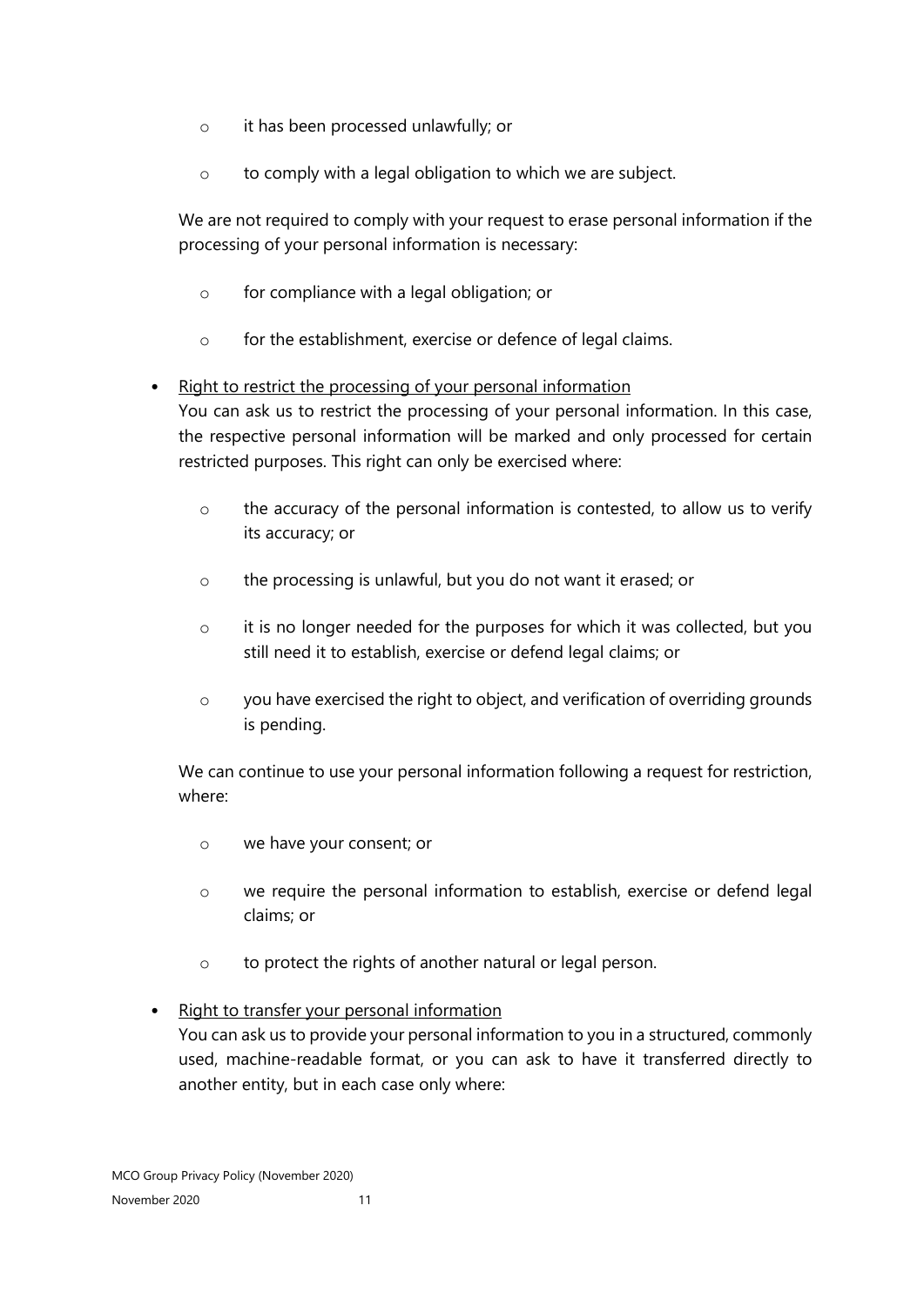- it has been processed unlawfully; or
    - to comply with a legal obligation to which we are subject.

  We are not required to comply with your request to erase personal information if the processing of your personal information is necessary:

    - for compliance with a legal obligation; or
    - for the establishment, exercise or defence of legal claims.

- <u>Right to restrict the processing of your personal information</u>
  You can ask us to restrict the processing of your personal information. In this case, the respective personal information will be marked and only processed for certain restricted purposes. This right can only be exercised where:

    - the accuracy of the personal information is contested, to allow us to verify its accuracy; or
    - the processing is unlawful, but you do not want it erased; or
    - it is no longer needed for the purposes for which it was collected, but you still need it to establish, exercise or defend legal claims; or
    - you have exercised the right to object, and verification of overriding grounds is pending.

  We can continue to use your personal information following a request for restriction, where:

    - we have your consent; or
    - we require the personal information to establish, exercise or defend legal claims; or
    - to protect the rights of another natural or legal person.

- <u>Right to transfer your personal information</u>
  You can ask us to provide your personal information to you in a structured, commonly used, machine-readable format, or you can ask to have it transferred directly to another entity, but in each case only where: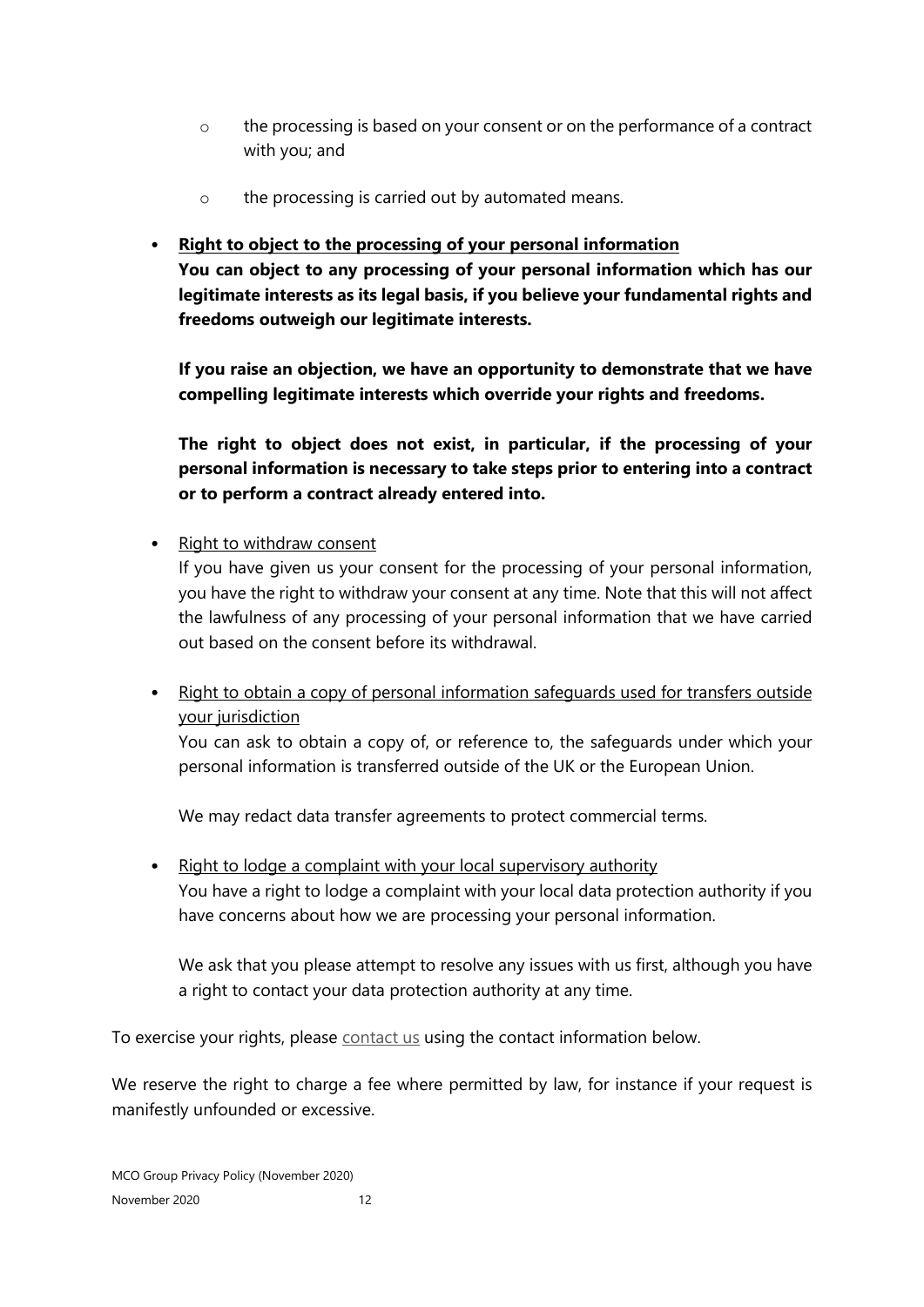- the processing is based on your consent or on the performance of a contract with you; and
  - the processing is carried out by automated means.

- **<u>Right to object to the processing of your personal information</u>**
  **You can object to any processing of your personal information which has our legitimate interests as its legal basis, if you believe your fundamental rights and freedoms outweigh our legitimate interests.**

  **If you raise an objection, we have an opportunity to demonstrate that we have compelling legitimate interests which override your rights and freedoms.**

  **The right to object does not exist, in particular, if the processing of your personal information is necessary to take steps prior to entering into a contract or to perform a contract already entered into.**

- <u>Right to withdraw consent</u>
  If you have given us your consent for the processing of your personal information, you have the right to withdraw your consent at any time. Note that this will not affect the lawfulness of any processing of your personal information that we have carried out based on the consent before its withdrawal.

- <u>Right to obtain a copy of personal information safeguards used for transfers outside your jurisdiction</u>
  You can ask to obtain a copy of, or reference to, the safeguards under which your personal information is transferred outside of the UK or the European Union.

  We may redact data transfer agreements to protect commercial terms.

- <u>Right to lodge a complaint with your local supervisory authority</u>
  You have a right to lodge a complaint with your local data protection authority if you have concerns about how we are processing your personal information.

  We ask that you please attempt to resolve any issues with us first, although you have a right to contact your data protection authority at any time.

To exercise your rights, please contact us using the contact information below.

We reserve the right to charge a fee where permitted by law, for instance if your request is manifestly unfounded or excessive.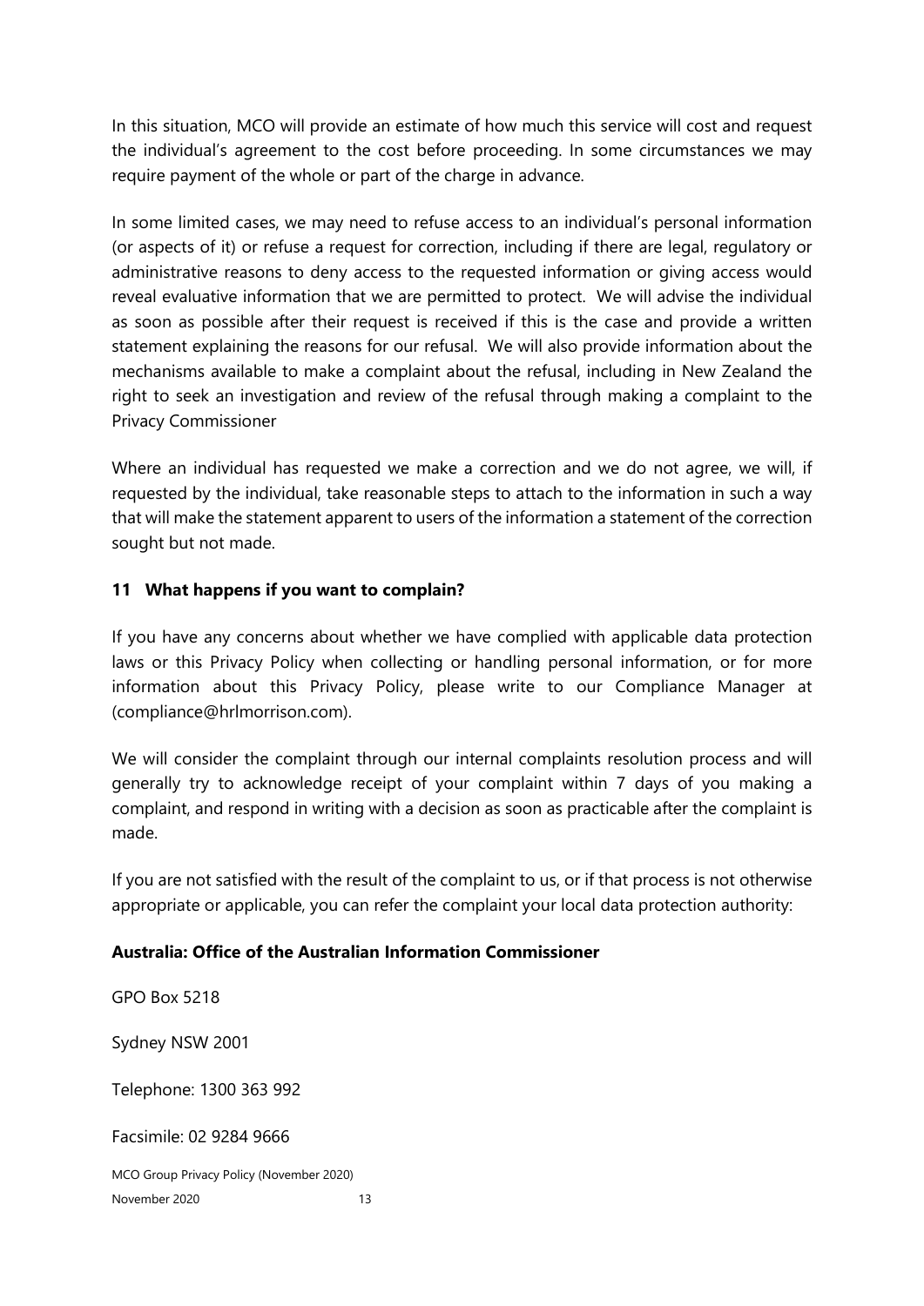In this situation, MCO will provide an estimate of how much this service will cost and request the individual's agreement to the cost before proceeding. In some circumstances we may require payment of the whole or part of the charge in advance.

In some limited cases, we may need to refuse access to an individual's personal information (or aspects of it) or refuse a request for correction, including if there are legal, regulatory or administrative reasons to deny access to the requested information or giving access would reveal evaluative information that we are permitted to protect. We will advise the individual as soon as possible after their request is received if this is the case and provide a written statement explaining the reasons for our refusal. We will also provide information about the mechanisms available to make a complaint about the refusal, including in New Zealand the right to seek an investigation and review of the refusal through making a complaint to the Privacy Commissioner

Where an individual has requested we make a correction and we do not agree, we will, if requested by the individual, take reasonable steps to attach to the information in such a way that will make the statement apparent to users of the information a statement of the correction sought but not made.

## 11 What happens if you want to complain?

If you have any concerns about whether we have complied with applicable data protection laws or this Privacy Policy when collecting or handling personal information, or for more information about this Privacy Policy, please write to our Compliance Manager at (compliance@hrlmorrison.com).

We will consider the complaint through our internal complaints resolution process and will generally try to acknowledge receipt of your complaint within 7 days of you making a complaint, and respond in writing with a decision as soon as practicable after the complaint is made.

If you are not satisfied with the result of the complaint to us, or if that process is not otherwise appropriate or applicable, you can refer the complaint your local data protection authority:

**Australia: Office of the Australian Information Commissioner**

GPO Box 5218

Sydney NSW 2001

Telephone: 1300 363 992

Facsimile: 02 9284 9666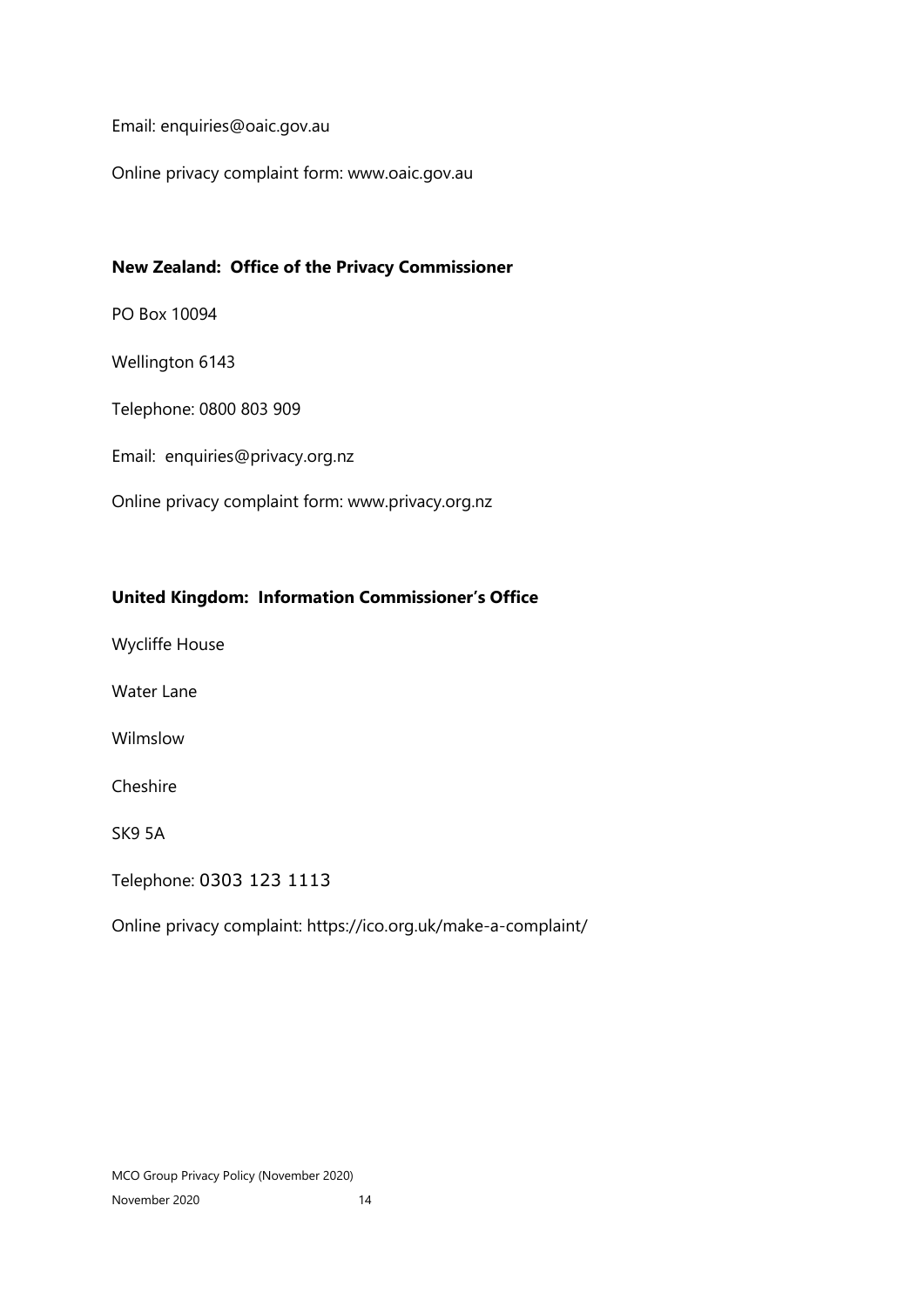Email: enquiries@oaic.gov.au

Online privacy complaint form: www.oaic.gov.au

**New Zealand: Office of the Privacy Commissioner**

PO Box 10094

Wellington 6143

Telephone: 0800 803 909

Email: enquiries@privacy.org.nz

Online privacy complaint form: www.privacy.org.nz

**United Kingdom: Information Commissioner's Office**

Wycliffe House

Water Lane

Wilmslow

Cheshire

SK9 5A

Telephone: 0303 123 1113

Online privacy complaint: https://ico.org.uk/make-a-complaint/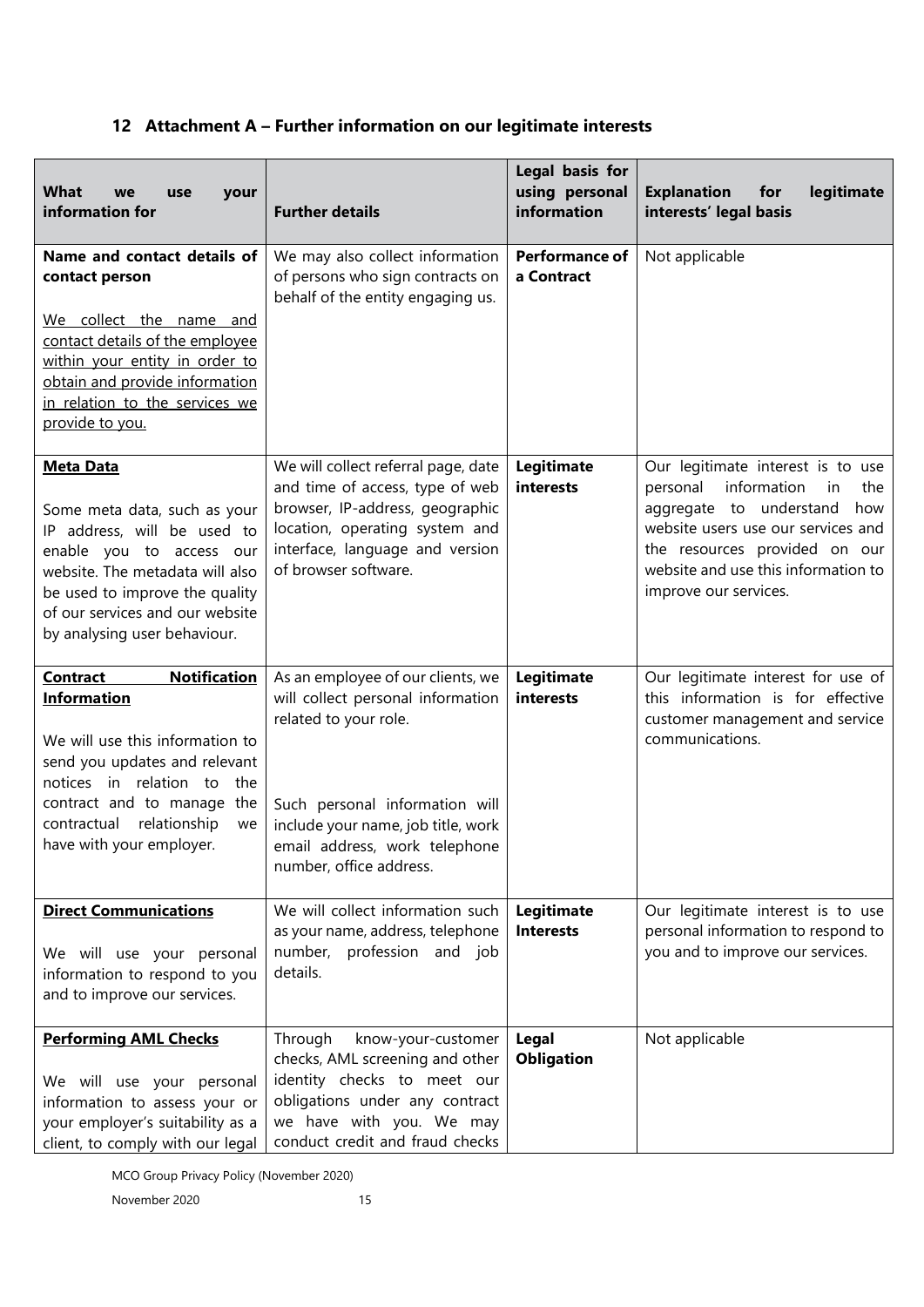## 12 Attachment A – Further information on our legitimate interests

| What we use your information for | Further details | Legal basis for using personal information | Explanation for legitimate interests' legal basis |
|---|---|---|---|
| **Name and contact details of contact person**<br><br>We collect the name and contact details of the employee within your entity in order to obtain and provide information in relation to the services we provide to you. | We may also collect information of persons who sign contracts on behalf of the entity engaging us. | **Performance of a Contract** | Not applicable |
| **Meta Data**<br><br>Some meta data, such as your IP address, will be used to enable you to access our website. The metadata will also be used to improve the quality of our services and our website by analysing user behaviour. | We will collect referral page, date and time of access, type of web browser, IP-address, geographic location, operating system and interface, language and version of browser software. | **Legitimate interests** | Our legitimate interest is to use personal information in the aggregate to understand how website users use our services and the resources provided on our website and use this information to improve our services. |
| **Contract Notification Information**<br><br>We will use this information to send you updates and relevant notices in relation to the contract and to manage the contractual relationship we have with your employer. | As an employee of our clients, we will collect personal information related to your role.<br><br>Such personal information will include your name, job title, work email address, work telephone number, office address. | **Legitimate interests** | Our legitimate interest for use of this information is for effective customer management and service communications. |
| **Direct Communications**<br><br>We will use your personal information to respond to you and to improve our services. | We will collect information such as your name, address, telephone number, profession and job details. | **Legitimate Interests** | Our legitimate interest is to use personal information to respond to you and to improve our services. |
| **Performing AML Checks**<br><br>We will use your personal information to assess your or your employer's suitability as a client, to comply with our legal | Through know-your-customer checks, AML screening and other identity checks to meet our obligations under any contract we have with you. We may conduct credit and fraud checks | **Legal Obligation** | Not applicable |

MCO Group Privacy Policy (November 2020)

November 2020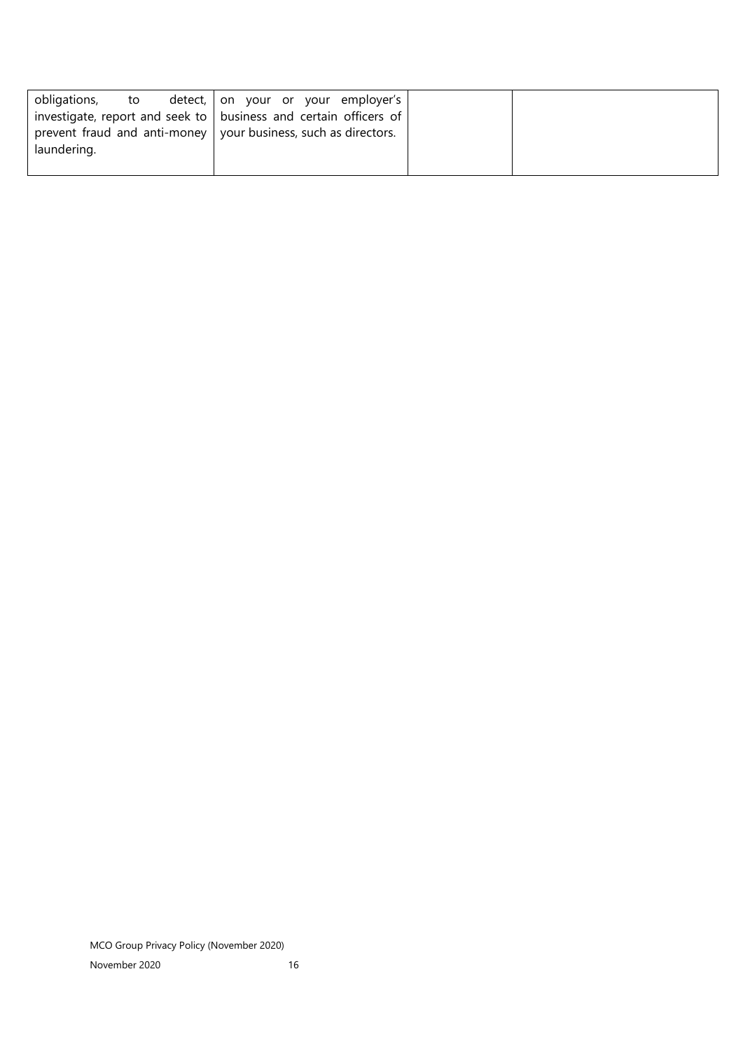| | | | |
|---|---|---|---|
| obligations, to detect, investigate, report and seek to prevent fraud and anti-money laundering. | on your or your employer's business and certain officers of your business, such as directors. | | |